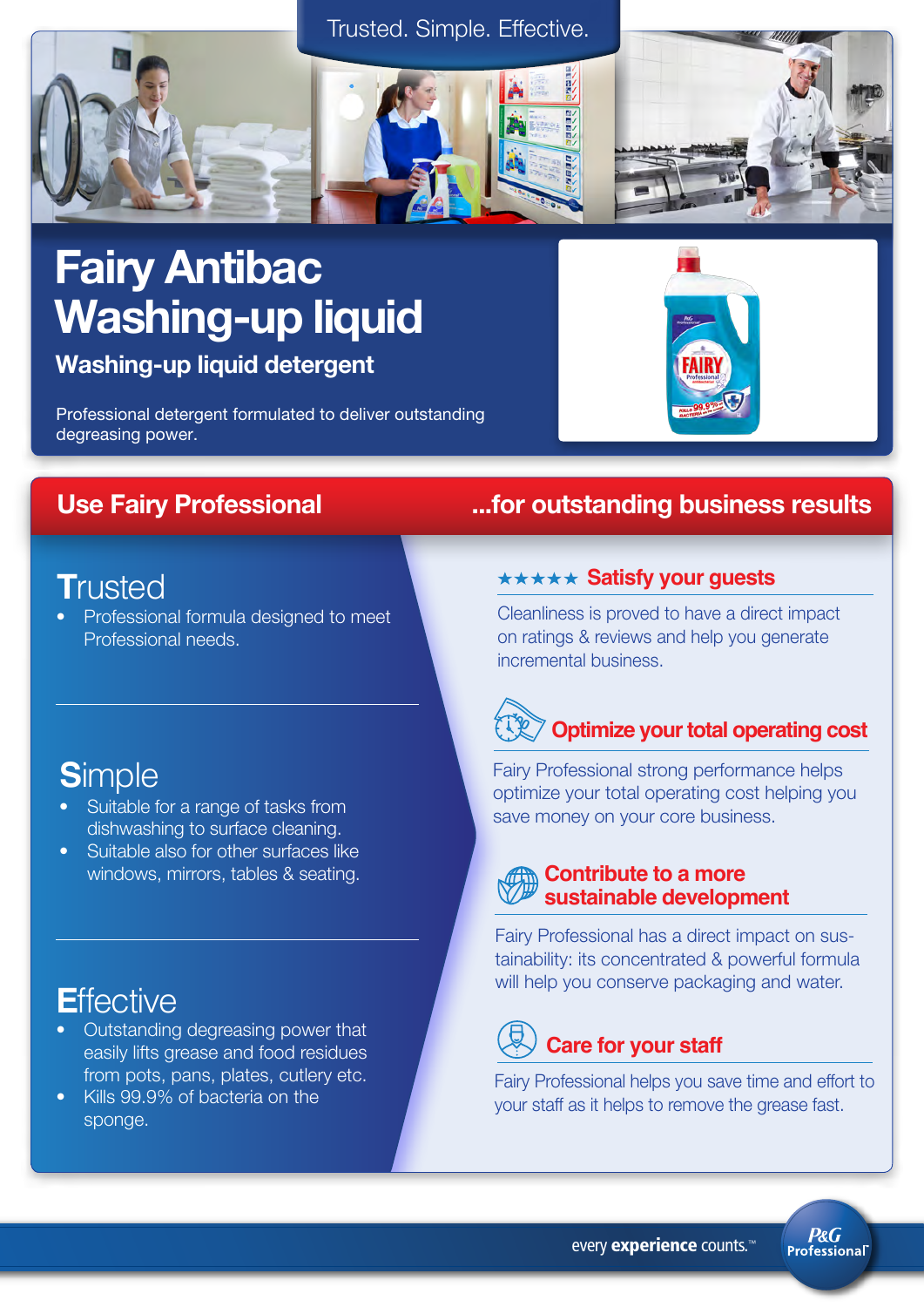Trusted. Simple. Effective.

# Fairy Antibac Washing-up liquid

## Washing-up liquid detergent

Professional detergent formulated to deliver outstanding degreasing power.

## Use Fairy Professional ...for outstanding business results

### Trusted

- Professional formula designed to meet Professional needs.

### Simple

- Suitable for a range of tasks from dishwashing to surface cleaning.
- Suitable also for other surfaces like windows, mirrors, tables & seating.

### Effective

- Outstanding degreasing power that easily lifts grease and food residues from pots, pans, plates, cutlery etc.
- Kills 99.9% of bacteria on the sponge.

### ★★★★★ Satisfy your guests

Cleanliness is proved to have a direct impact on ratings & reviews and help you generate incremental business.

### Optimize your total operating cost

Fairy Professional strong performance helps optimize your total operating cost helping you save money on your core business.

### Contribute to a more sustainable development

Fairy Professional has a direct impact on sustainability: its concentrated & powerful formula will help you conserve packaging and water.

### Care for your staff

Fairy Professional helps you save time and effort to your staff as it helps to remove the grease fast.

every **experience** counts.™

P&G Professional™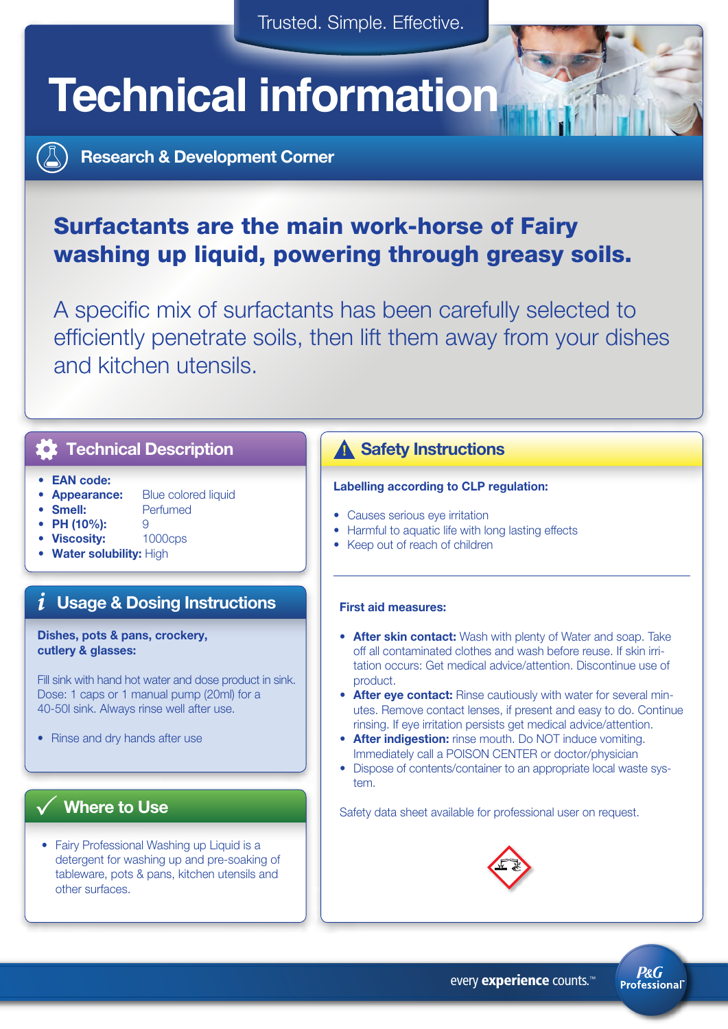Trusted. Simple. Effective.

# Technical information

## Research & Development Corner

**Surfactants are the main work-horse of Fairy washing up liquid, powering through greasy soils.**

A specific mix of surfactants has been carefully selected to efficiently penetrate soils, then lift them away from your dishes and kitchen utensils.

## Technical Description

- **EAN code:**
- **Appearance:** Blue colored liquid
- **Smell:** Perfumed
- **PH (10%):** 9
- **Viscosity:** 1000cps
- **Water solubility:** High

## Usage & Dosing Instructions

**Dishes, pots & pans, crockery, cutlery & glasses:**

Fill sink with hand hot water and dose product in sink. Dose: 1 caps or 1 manual pump (20ml) for a 40-50l sink. Always rinse well after use.

- Rinse and dry hands after use

## Where to Use

- Fairy Professional Washing up Liquid is a detergent for washing up and pre-soaking of tableware, pots & pans, kitchen utensils and other surfaces.

## Safety Instructions

**Labelling according to CLP regulation:**

- Causes serious eye irritation
- Harmful to aquatic life with long lasting effects
- Keep out of reach of children

**First aid measures:**

- **After skin contact:** Wash with plenty of Water and soap. Take off all contaminated clothes and wash before reuse. If skin irritation occurs: Get medical advice/attention. Discontinue use of product.
- **After eye contact:** Rinse cautiously with water for several minutes. Remove contact lenses, if present and easy to do. Continue rinsing. If eye irritation persists get medical advice/attention.
- **After indigestion:** rinse mouth. Do NOT induce vomiting. Immediately call a POISON CENTER or doctor/physician
- Dispose of contents/container to an appropriate local waste system.

Safety data sheet available for professional user on request.

every **experience** counts.™

P&G Professional™